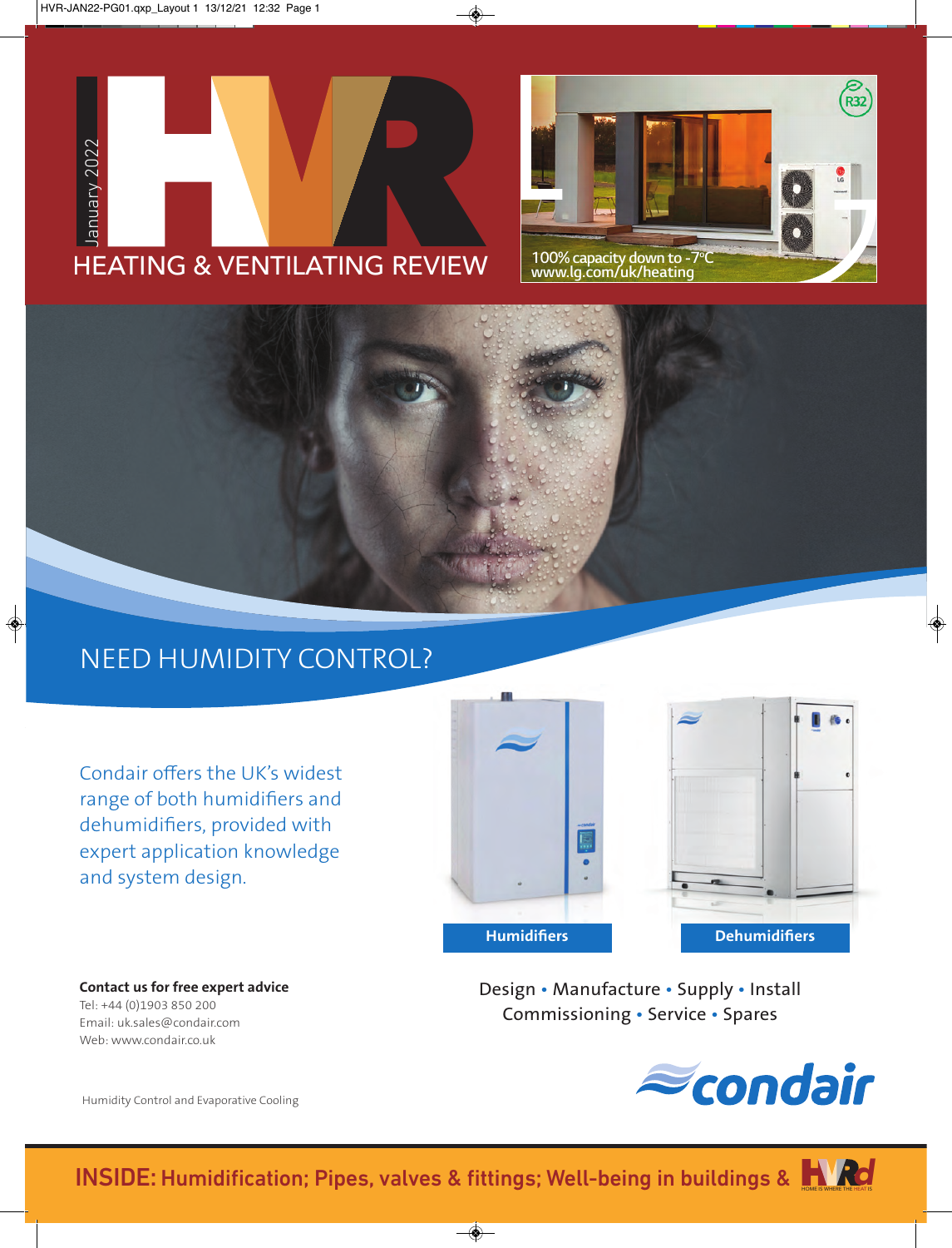January 2022

# HVR HEATING & VENTILATING REVIEW

100% capacity down to -7°C
www.lg.com/uk/heating

## NEED HUMIDITY CONTROL?

Condair offers the UK's widest range of both humidifiers and dehumidifiers, provided with expert application knowledge and system design.

**Humidifiers** **Dehumidifiers**

Design • Manufacture • Supply • Install
Commissioning • Service • Spares

**Contact us for free expert advice**
Tel: +44 (0)1903 850 200
Email: uk.sales@condair.com
Web: www.condair.co.uk

Humidity Control and Evaporative Cooling

condair

**INSIDE:** Humidification; Pipes, valves & fittings; Well-being in buildings & HVRd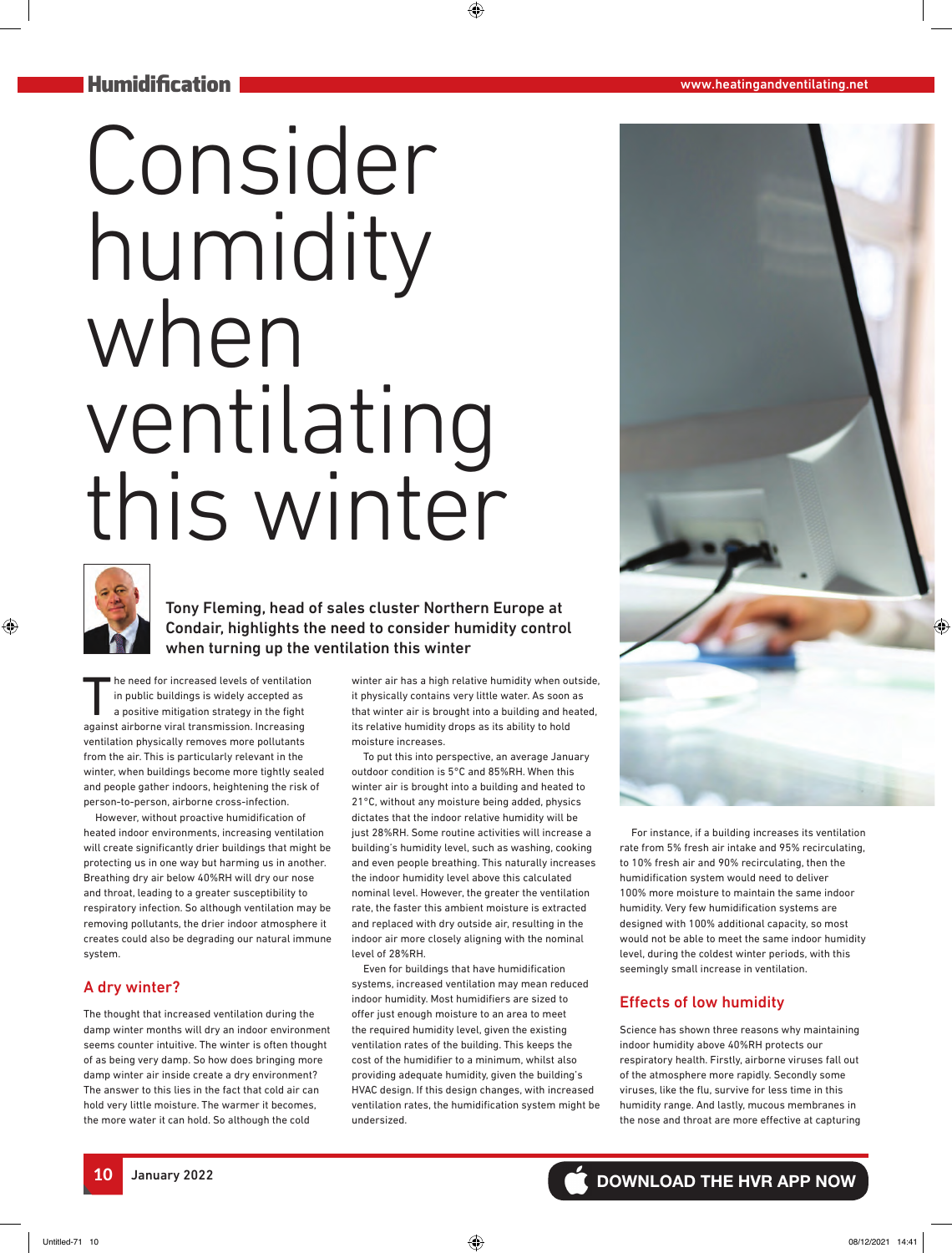# Consider humidity when ventilating this winter

**Tony Fleming, head of sales cluster Northern Europe at Condair, highlights the need to consider humidity control when turning up the ventilation this winter**

The need for increased levels of ventilation in public buildings is widely accepted as a positive mitigation strategy in the fight against airborne viral transmission. Increasing ventilation physically removes more pollutants from the air. This is particularly relevant in the winter, when buildings become more tightly sealed and people gather indoors, heightening the risk of person-to-person, airborne cross-infection.

However, without proactive humidification of heated indoor environments, increasing ventilation will create significantly drier buildings that might be protecting us in one way but harming us in another. Breathing dry air below 40%RH will dry our nose and throat, leading to a greater susceptibility to respiratory infection. So although ventilation may be removing pollutants, the drier indoor atmosphere it creates could also be degrading our natural immune system.

## A dry winter?

The thought that increased ventilation during the damp winter months will dry an indoor environment seems counter intuitive. The winter is often thought of as being very damp. So how does bringing more damp winter air inside create a dry environment? The answer to this lies in the fact that cold air can hold very little moisture. The warmer it becomes, the more water it can hold. So although the cold winter air has a high relative humidity when outside, it physically contains very little water. As soon as that winter air is brought into a building and heated, its relative humidity drops as its ability to hold moisture increases.

To put this into perspective, an average January outdoor condition is 5°C and 85%RH. When this winter air is brought into a building and heated to 21°C, without any moisture being added, physics dictates that the indoor relative humidity will be just 28%RH. Some routine activities will increase a building's humidity level, such as washing, cooking and even people breathing. This naturally increases the indoor humidity level above this calculated nominal level. However, the greater the ventilation rate, the faster this ambient moisture is extracted and replaced with dry outside air, resulting in the indoor air more closely aligning with the nominal level of 28%RH.

Even for buildings that have humidification systems, increased ventilation may mean reduced indoor humidity. Most humidifiers are sized to offer just enough moisture to an area to meet the required humidity level, given the existing ventilation rates of the building. This keeps the cost of the humidifier to a minimum, whilst also providing adequate humidity, given the building's HVAC design. If this design changes, with increased ventilation rates, the humidification system might be undersized.

For instance, if a building increases its ventilation rate from 5% fresh air intake and 95% recirculating, to 10% fresh air and 90% recirculating, then the humidification system would need to deliver 100% more moisture to maintain the same indoor humidity. Very few humidification systems are designed with 100% additional capacity, so most would not be able to meet the same indoor humidity level, during the coldest winter periods, with this seemingly small increase in ventilation.

## Effects of low humidity

Science has shown three reasons why maintaining indoor humidity above 40%RH protects our respiratory health. Firstly, airborne viruses fall out of the atmosphere more rapidly. Secondly some viruses, like the flu, survive for less time in this humidity range. And lastly, mucous membranes in the nose and throat are more effective at capturing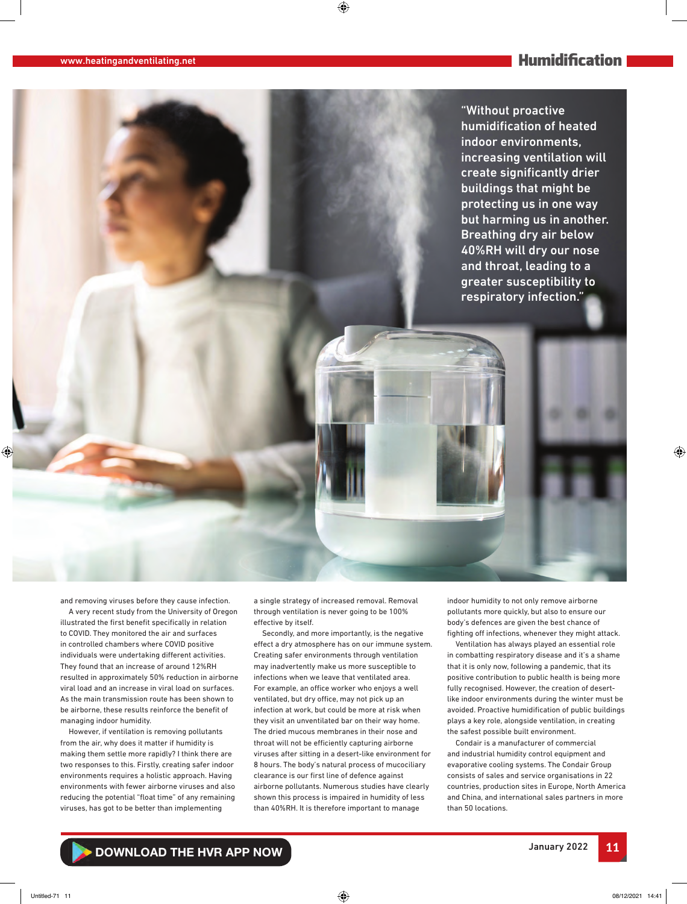> "Without proactive humidification of heated indoor environments, increasing ventilation will create significantly drier buildings that might be protecting us in one way but harming us in another. Breathing dry air below 40%RH will dry our nose and throat, leading to a greater susceptibility to respiratory infection."

and removing viruses before they cause infection.

A very recent study from the University of Oregon illustrated the first benefit specifically in relation to COVID. They monitored the air and surfaces in controlled chambers where COVID positive individuals were undertaking different activities. They found that an increase of around 12%RH resulted in approximately 50% reduction in airborne viral load and an increase in viral load on surfaces. As the main transmission route has been shown to be airborne, these results reinforce the benefit of managing indoor humidity.

However, if ventilation is removing pollutants from the air, why does it matter if humidity is making them settle more rapidly? I think there are two responses to this. Firstly, creating safer indoor environments requires a holistic approach. Having environments with fewer airborne viruses and also reducing the potential "float time" of any remaining viruses, has got to be better than implementing a single strategy of increased removal. Removal through ventilation is never going to be 100% effective by itself.

Secondly, and more importantly, is the negative effect a dry atmosphere has on our immune system. Creating safer environments through ventilation may inadvertently make us more susceptible to infections when we leave that ventilated area. For example, an office worker who enjoys a well ventilated, but dry office, may not pick up an infection at work, but could be more at risk when they visit an unventilated bar on their way home. The dried mucous membranes in their nose and throat will not be efficiently capturing airborne viruses after sitting in a desert-like environment for 8 hours. The body's natural process of mucociliary clearance is our first line of defence against airborne pollutants. Numerous studies have clearly shown this process is impaired in humidity of less than 40%RH. It is therefore important to manage indoor humidity to not only remove airborne pollutants more quickly, but also to ensure our body's defences are given the best chance of fighting off infections, whenever they might attack.

Ventilation has always played an essential role in combatting respiratory disease and it's a shame that it is only now, following a pandemic, that its positive contribution to public health is being more fully recognised. However, the creation of desert-like indoor environments during the winter must be avoided. Proactive humidification of public buildings plays a key role, alongside ventilation, in creating the safest possible built environment.

Condair is a manufacturer of commercial and industrial humidity control equipment and evaporative cooling systems. The Condair Group consists of sales and service organisations in 22 countries, production sites in Europe, North America and China, and international sales partners in more than 50 locations.

**DOWNLOAD THE HVR APP NOW**